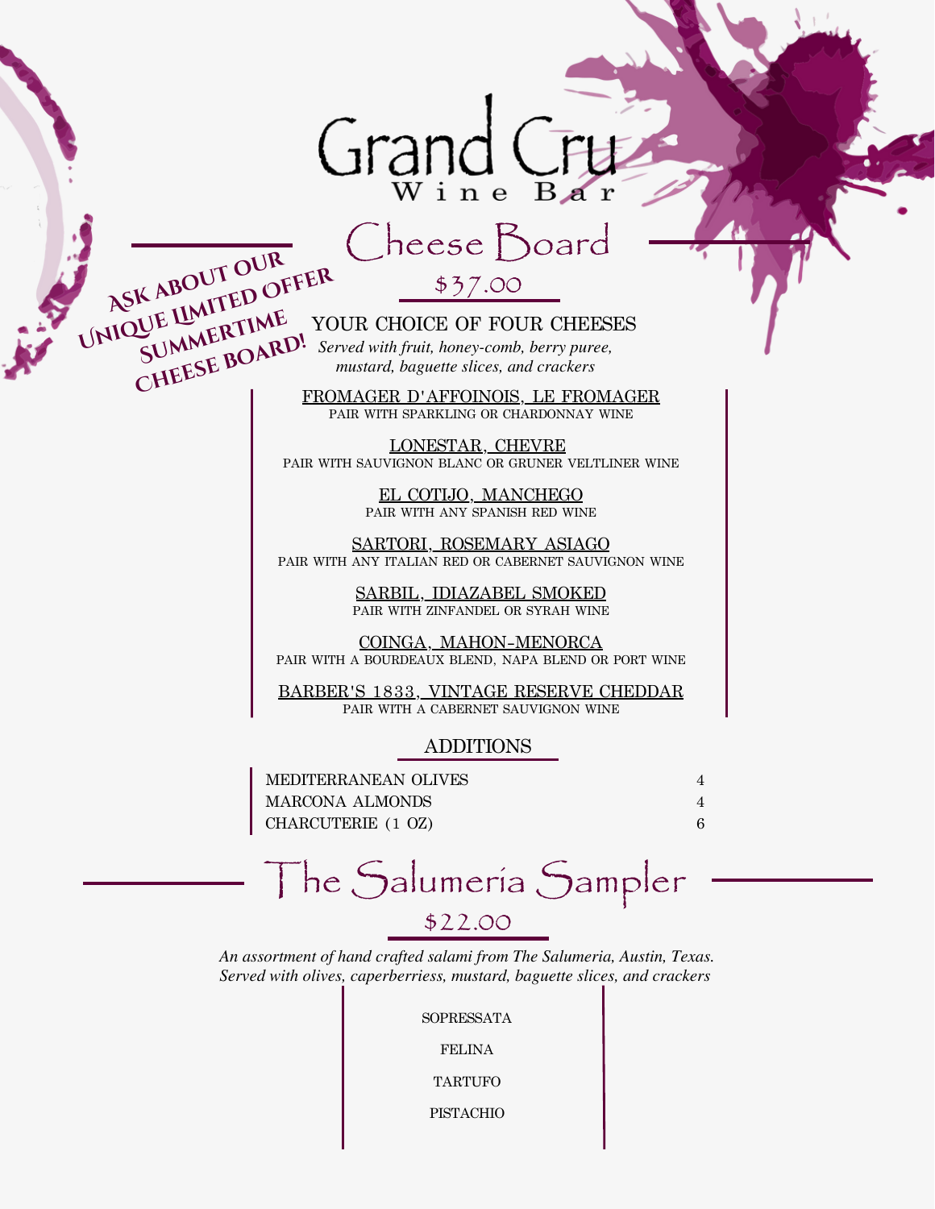# Grand Cru
Wine Bar

## Cheese Board

$37.00

ASK ABOUT OUR UNIQUE LIMITED OFFER SUMMERTIME CHEESE BOARD!

YOUR CHOICE OF FOUR CHEESES

*Served with fruit, honey-comb, berry puree, mustard, baguette slices, and crackers*

FROMAGER D'AFFOINOIS, LE FROMAGER
PAIR WITH SPARKLING OR CHARDONNAY WINE

LONESTAR, CHEVRE
PAIR WITH SAUVIGNON BLANC OR GRUNER VELTLINER WINE

EL COTIJO, MANCHEGO
PAIR WITH ANY SPANISH RED WINE

SARTORI, ROSEMARY ASIAGO
PAIR WITH ANY ITALIAN RED OR CABERNET SAUVIGNON WINE

SARBIL, IDIAZABEL SMOKED
PAIR WITH ZINFANDEL OR SYRAH WINE

COINGA, MAHON-MENORCA
PAIR WITH A BOURDEAUX BLEND, NAPA BLEND OR PORT WINE

BARBER'S 1833, VINTAGE RESERVE CHEDDAR
PAIR WITH A CABERNET SAUVIGNON WINE

### ADDITIONS

| Item | Price |
| --- | --- |
| MEDITERRANEAN OLIVES | 4 |
| MARCONA ALMONDS | 4 |
| CHARCUTERIE (1 OZ) | 6 |

## The Salumeria Sampler

$22.00

*An assortment of hand crafted salami from The Salumeria, Austin, Texas. Served with olives, caperberriess, mustard, baguette slices, and crackers*

SOPRESSATA

FELINA

TARTUFO

PISTACHIO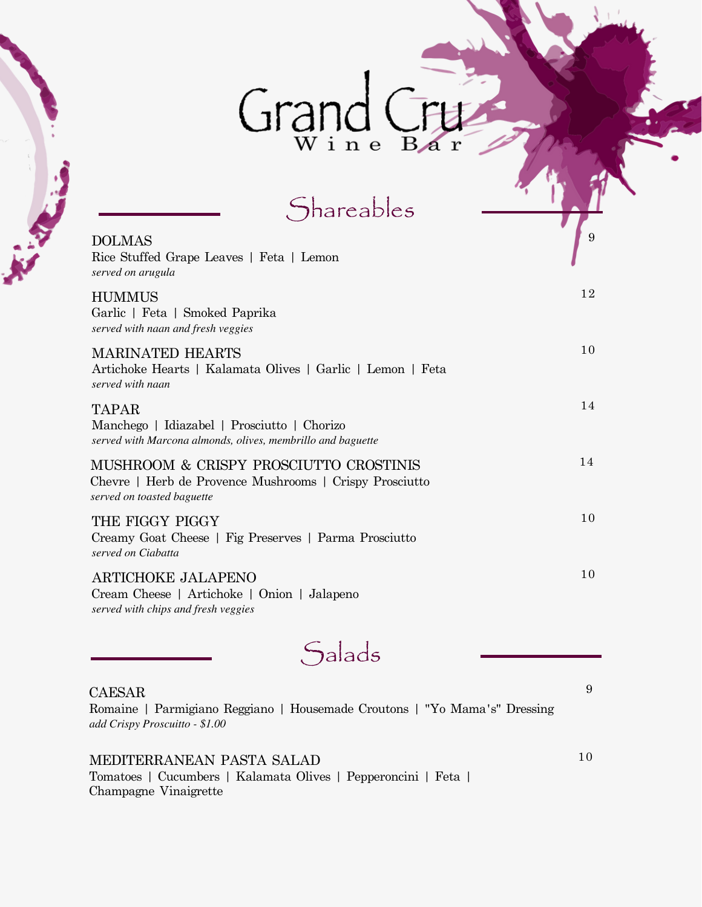# Grand Cru

Wine Bar

## Shareables

DOLMAS 9
Rice Stuffed Grape Leaves | Feta | Lemon
*served on arugula*

HUMMUS 12
Garlic | Feta | Smoked Paprika
*served with naan and fresh veggies*

MARINATED HEARTS 10
Artichoke Hearts | Kalamata Olives | Garlic | Lemon | Feta
*served with naan*

TAPAR 14
Manchego | Idiazabel | Prosciutto | Chorizo
*served with Marcona almonds, olives, membrillo and baguette*

MUSHROOM & CRISPY PROSCIUTTO CROSTINIS 14
Chevre | Herb de Provence Mushrooms | Crispy Prosciutto
*served on toasted baguette*

THE FIGGY PIGGY 10
Creamy Goat Cheese | Fig Preserves | Parma Prosciutto
*served on Ciabatta*

ARTICHOKE JALAPENO 10
Cream Cheese | Artichoke | Onion | Jalapeno
*served with chips and fresh veggies*

## Salads

CAESAR 9
Romaine | Parmigiano Reggiano | Housemade Croutons | "Yo Mama's" Dressing
*add Crispy Proscuitto - $1.00*

MEDITERRANEAN PASTA SALAD 10
Tomatoes | Cucumbers | Kalamata Olives | Pepperoncini | Feta |
Champagne Vinaigrette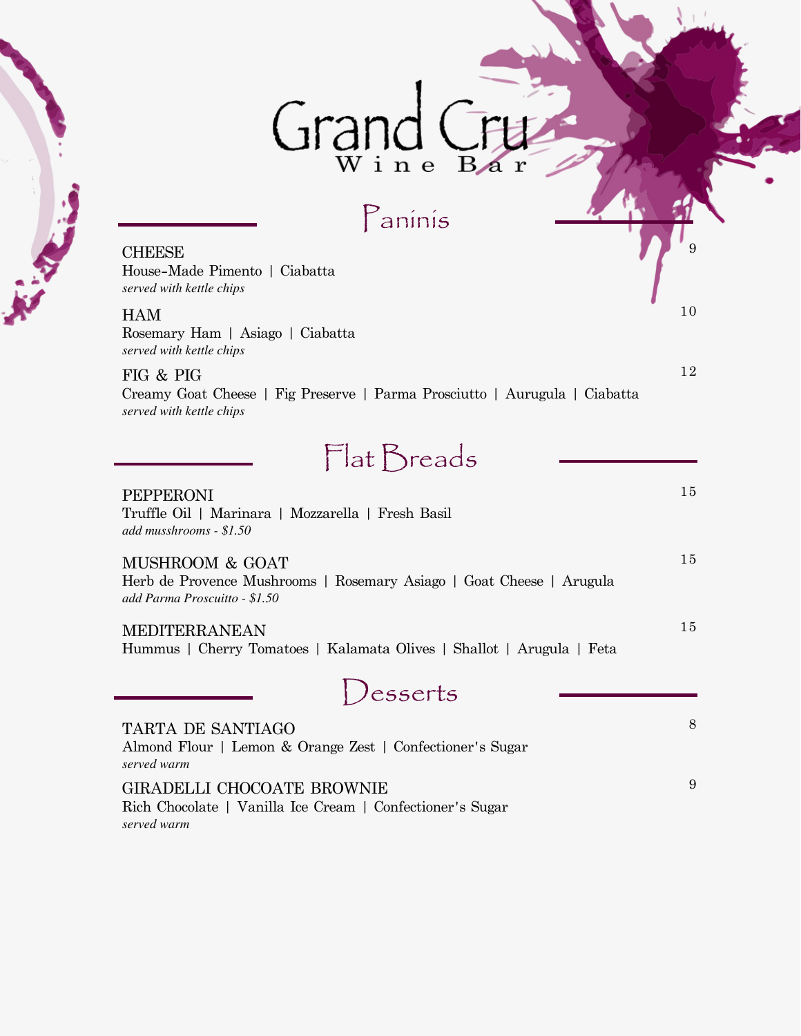# Grand Cru

Wine Bar

## Paninis

CHEESE 9

House-Made Pimento | Ciabatta

*served with kettle chips*

HAM 10

Rosemary Ham | Asiago | Ciabatta

*served with kettle chips*

FIG & PIG 12

Creamy Goat Cheese | Fig Preserve | Parma Prosciutto | Aurugula | Ciabatta

*served with kettle chips*

## Flat Breads

PEPPERONI 15

Truffle Oil | Marinara | Mozzarella | Fresh Basil

*add musshrooms - $1.50*

MUSHROOM & GOAT 15

Herb de Provence Mushrooms | Rosemary Asiago | Goat Cheese | Arugula

*add Parma Proscuitto - $1.50*

MEDITERRANEAN 15

Hummus | Cherry Tomatoes | Kalamata Olives | Shallot | Arugula | Feta

## Desserts

TARTA DE SANTIAGO 8

Almond Flour | Lemon & Orange Zest | Confectioner's Sugar

*served warm*

GIRADELLI CHOCOATE BROWNIE 9

Rich Chocolate | Vanilla Ice Cream | Confectioner's Sugar

*served warm*